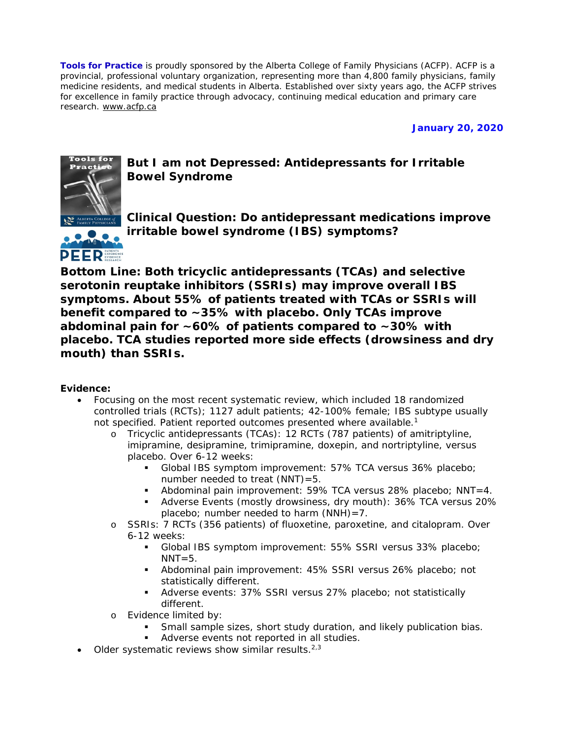**Tools for Practice** is proudly sponsored by the Alberta College of Family Physicians (ACFP). ACFP is a provincial, professional voluntary organization, representing more than 4,800 family physicians, family medicine residents, and medical students in Alberta. Established over sixty years ago, the ACFP strives for excellence in family practice through advocacy, continuing medical education and primary care research. www.acfp.ca

**January 20, 2020**

# But I am not Depressed: Antidepressants for Irritable Bowel Syndrome

## Clinical Question: Do antidepressant medications improve irritable bowel syndrome (IBS) symptoms?

**Bottom Line: Both tricyclic antidepressants (TCAs) and selective serotonin reuptake inhibitors (SSRIs) may improve overall IBS symptoms. About 55% of patients treated with TCAs or SSRIs will benefit compared to ~35% with placebo. Only TCAs improve abdominal pain for ~60% of patients compared to ~30% with placebo. TCA studies reported more side effects (drowsiness and dry mouth) than SSRIs.**

**Evidence:**

- Focusing on the most recent systematic review, which included 18 randomized controlled trials (RCTs); 1127 adult patients; 42-100% female; IBS subtype usually not specified. Patient reported outcomes presented where available.[1]
  - Tricyclic antidepressants (TCAs): 12 RCTs (787 patients) of amitriptyline, imipramine, desipramine, trimipramine, doxepin, and nortriptyline, versus placebo. Over 6-12 weeks:
    - Global IBS symptom improvement: 57% TCA versus 36% placebo; number needed to treat (NNT)=5.
    - Abdominal pain improvement: 59% TCA versus 28% placebo; NNT=4.
    - Adverse Events (mostly drowsiness, dry mouth): 36% TCA versus 20% placebo; number needed to harm (NNH)=7.
  - SSRIs: 7 RCTs (356 patients) of fluoxetine, paroxetine, and citalopram. Over 6-12 weeks:
    - Global IBS symptom improvement: 55% SSRI versus 33% placebo; NNT=5.
    - Abdominal pain improvement: 45% SSRI versus 26% placebo; not statistically different.
    - Adverse events: 37% SSRI versus 27% placebo; not statistically different.
  - Evidence limited by:
    - Small sample sizes, short study duration, and likely publication bias.
    - Adverse events not reported in all studies.
- Older systematic reviews show similar results.[2,3]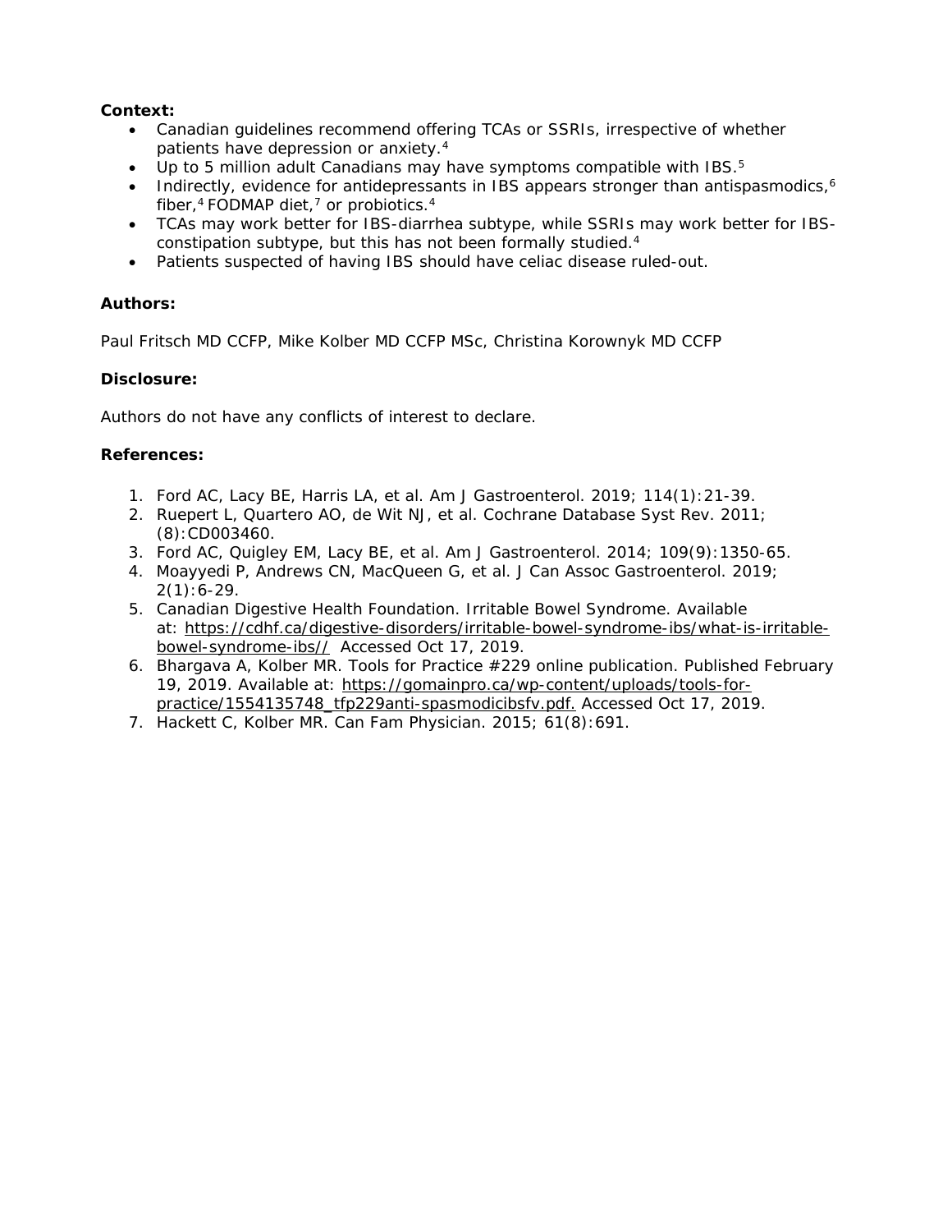**Context:**

- Canadian guidelines recommend offering TCAs or SSRIs, irrespective of whether patients have depression or anxiety.[4]
- Up to 5 million adult Canadians may have symptoms compatible with IBS.[5]
- Indirectly, evidence for antidepressants in IBS appears stronger than antispasmodics,[6] fiber,[4] FODMAP diet,[7] or probiotics.[4]
- TCAs may work better for IBS-diarrhea subtype, while SSRIs may work better for IBS-constipation subtype, but this has not been formally studied.[4]
- Patients suspected of having IBS should have celiac disease ruled-out.

**Authors:**

Paul Fritsch MD CCFP, Mike Kolber MD CCFP MSc, Christina Korownyk MD CCFP

**Disclosure:**

Authors do not have any conflicts of interest to declare.

**References:**

1. Ford AC, Lacy BE, Harris LA, et al. Am J Gastroenterol. 2019; 114(1):21-39.
2. Ruepert L, Quartero AO, de Wit NJ, et al. Cochrane Database Syst Rev. 2011; (8):CD003460.
3. Ford AC, Quigley EM, Lacy BE, et al. Am J Gastroenterol. 2014; 109(9):1350-65.
4. Moayyedi P, Andrews CN, MacQueen G, et al. J Can Assoc Gastroenterol. 2019; 2(1):6-29.
5. Canadian Digestive Health Foundation. Irritable Bowel Syndrome. Available at: https://cdhf.ca/digestive-disorders/irritable-bowel-syndrome-ibs/what-is-irritable-bowel-syndrome-ibs// Accessed Oct 17, 2019.
6. Bhargava A, Kolber MR. Tools for Practice #229 online publication. Published February 19, 2019. Available at: https://gomainpro.ca/wp-content/uploads/tools-for-practice/1554135748_tfp229anti-spasmodicibsfv.pdf. Accessed Oct 17, 2019.
7. Hackett C, Kolber MR. Can Fam Physician. 2015; 61(8):691.